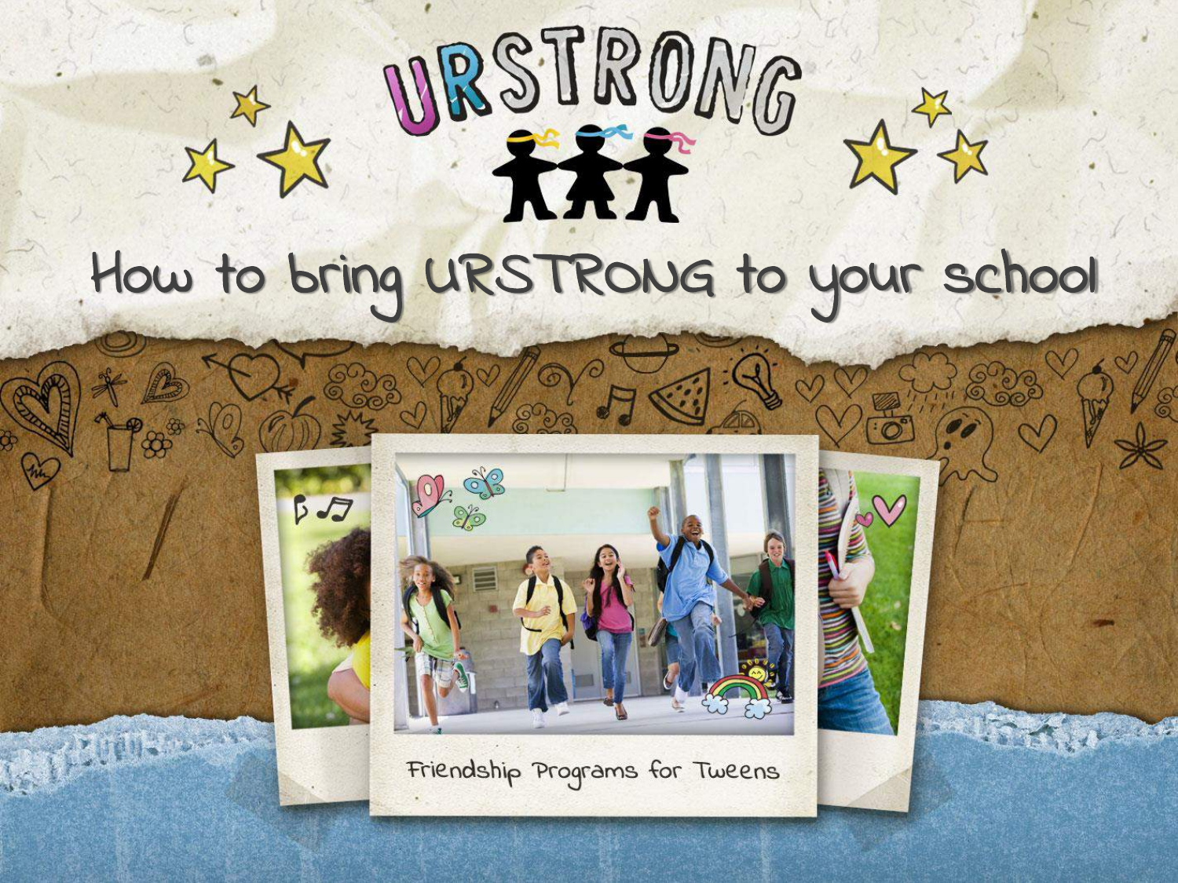# URSTRONG

## How to bring URSTRONG to your school

Friendship Programs for Tweens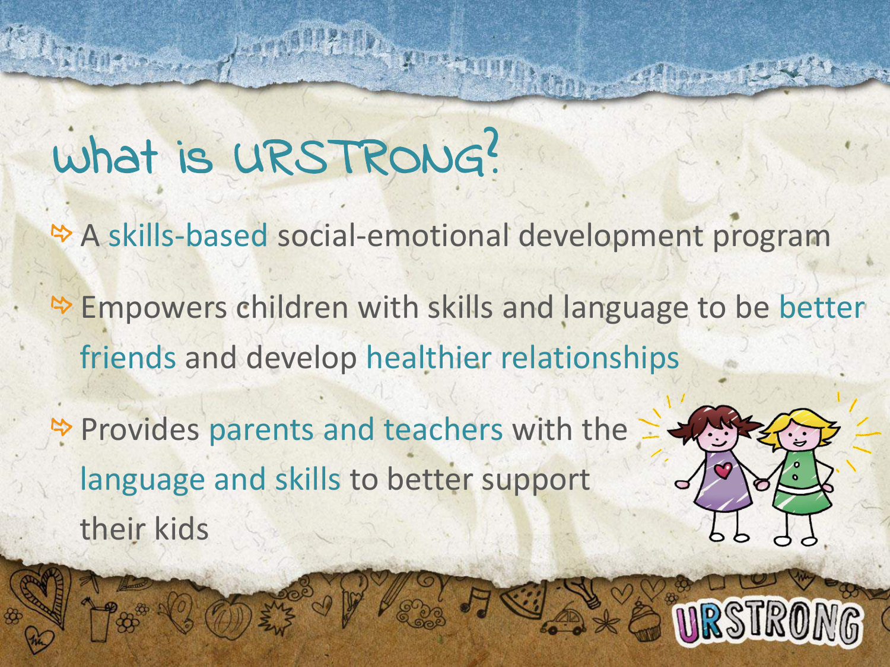# what is URSTRONG?

- A skills-based social-emotional development program
- Empowers children with skills and language to be better friends and develop healthier relationships
- Provides parents and teachers with the language and skills to better support their kids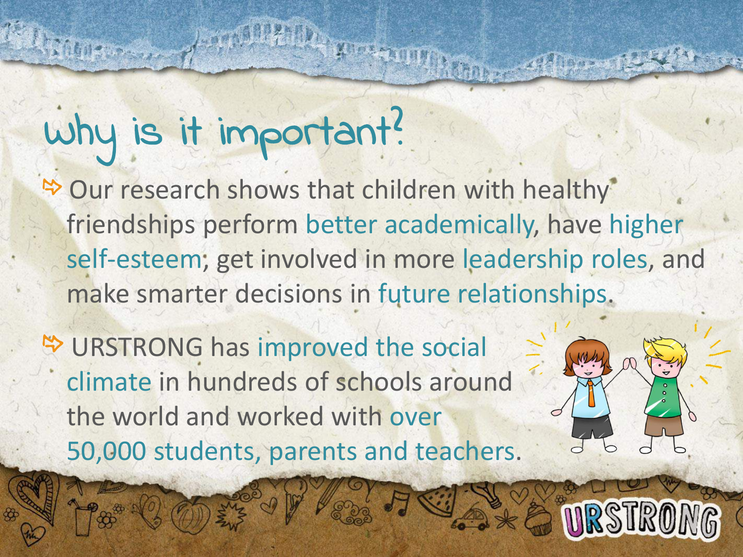# Why is it important?

- Our research shows that children with healthy friendships perform better academically, have higher self-esteem, get involved in more leadership roles, and make smarter decisions in future relationships.
- URSTRONG has improved the social climate in hundreds of schools around the world and worked with over 50,000 students, parents and teachers.

URSTRONG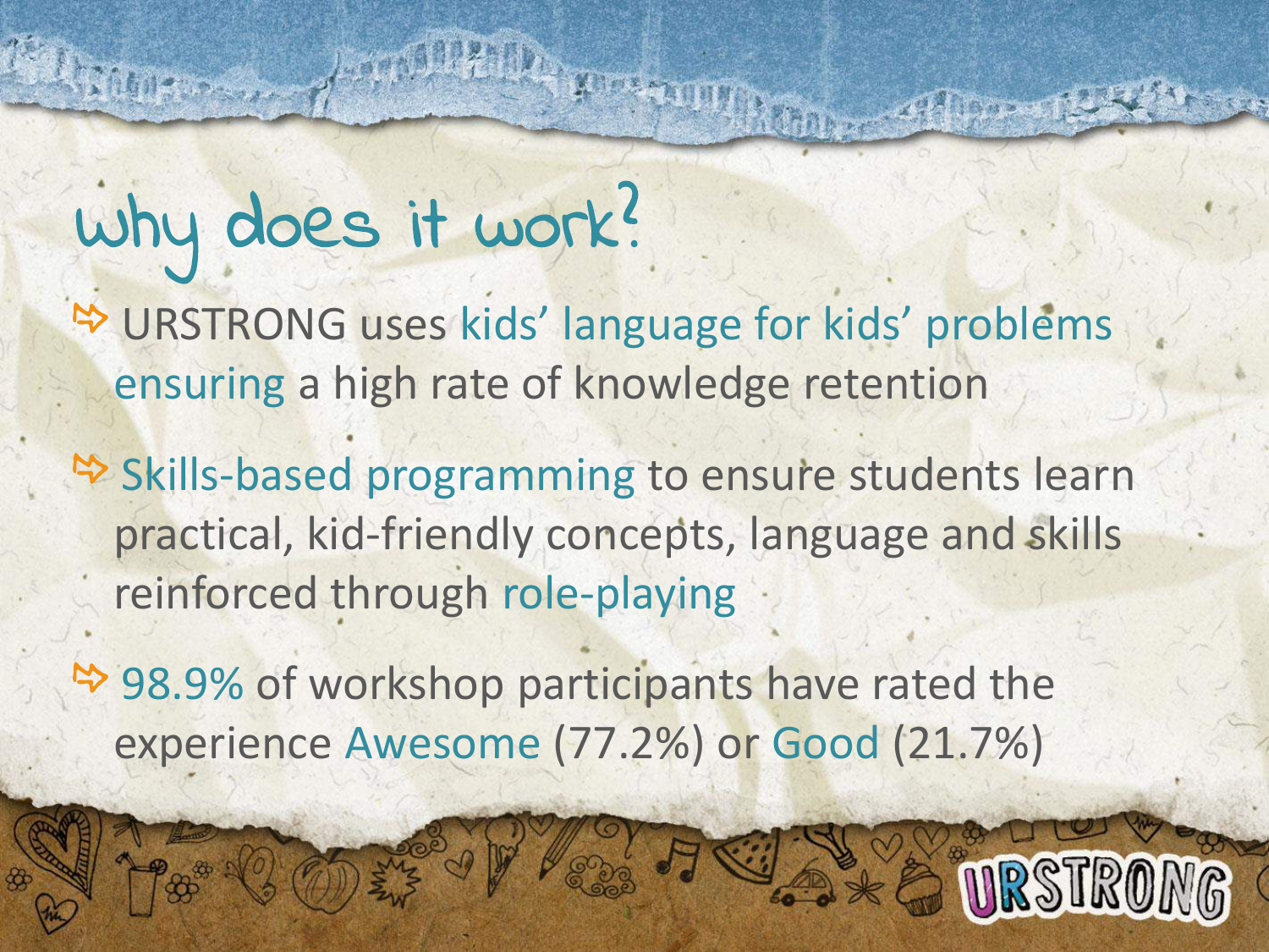# why does it work?

- URSTRONG uses kids' language for kids' problems ensuring a high rate of knowledge retention
- Skills-based programming to ensure students learn practical, kid-friendly concepts, language and skills reinforced through role-playing
- 98.9% of workshop participants have rated the experience Awesome (77.2%) or Good (21.7%)

URSTRONG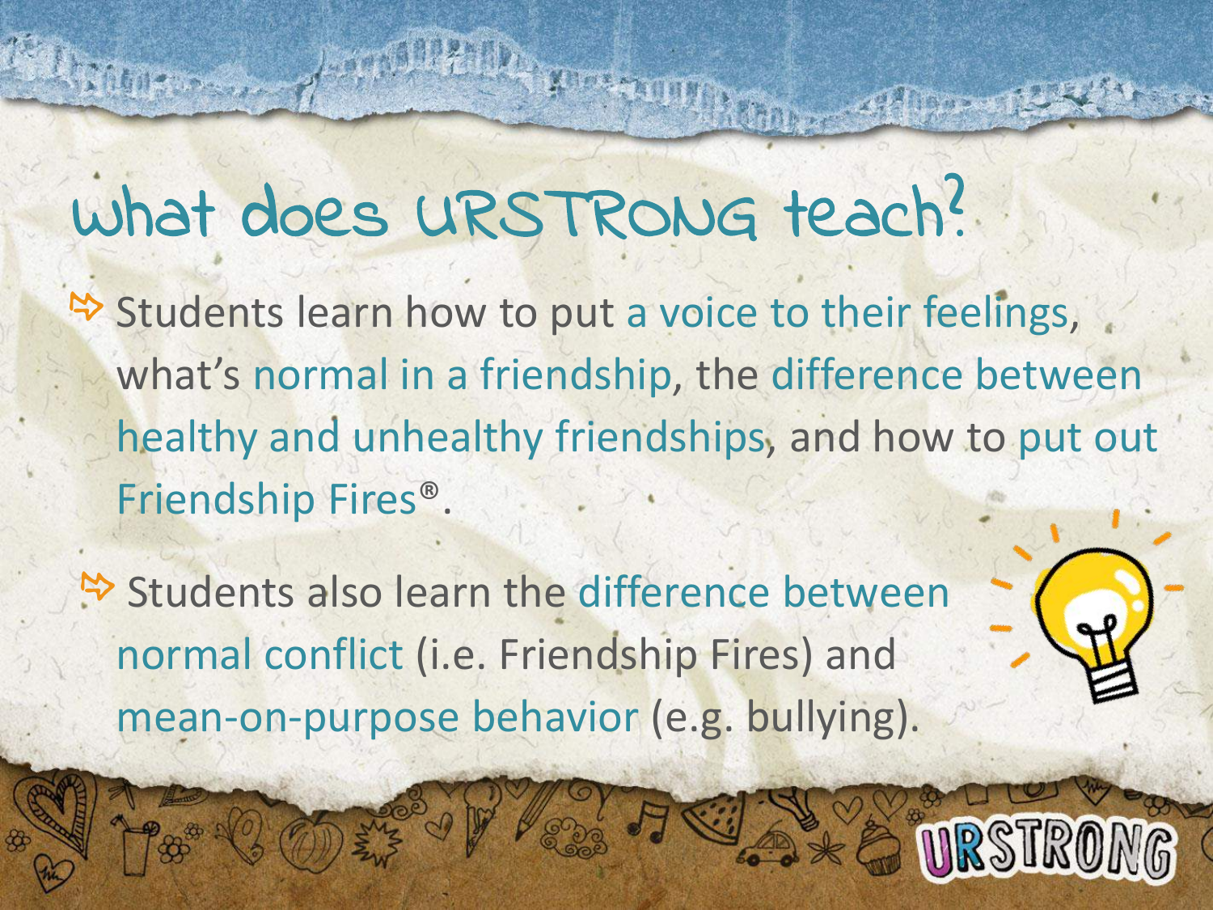# what does URSTRONG teach?

- Students learn how to put a voice to their feelings, what's normal in a friendship, the difference between healthy and unhealthy friendships, and how to put out Friendship Fires®.

- Students also learn the difference between normal conflict (i.e. Friendship Fires) and mean-on-purpose behavior (e.g. bullying).

URSTRONG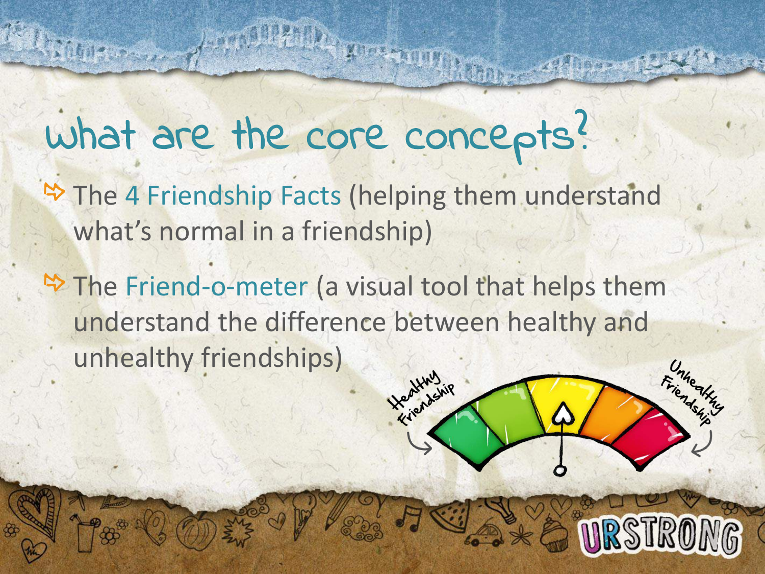# what are the core concepts?

- The 4 Friendship Facts (helping them understand what's normal in a friendship)
- The Friend-o-meter (a visual tool that helps them understand the difference between healthy and unhealthy friendships)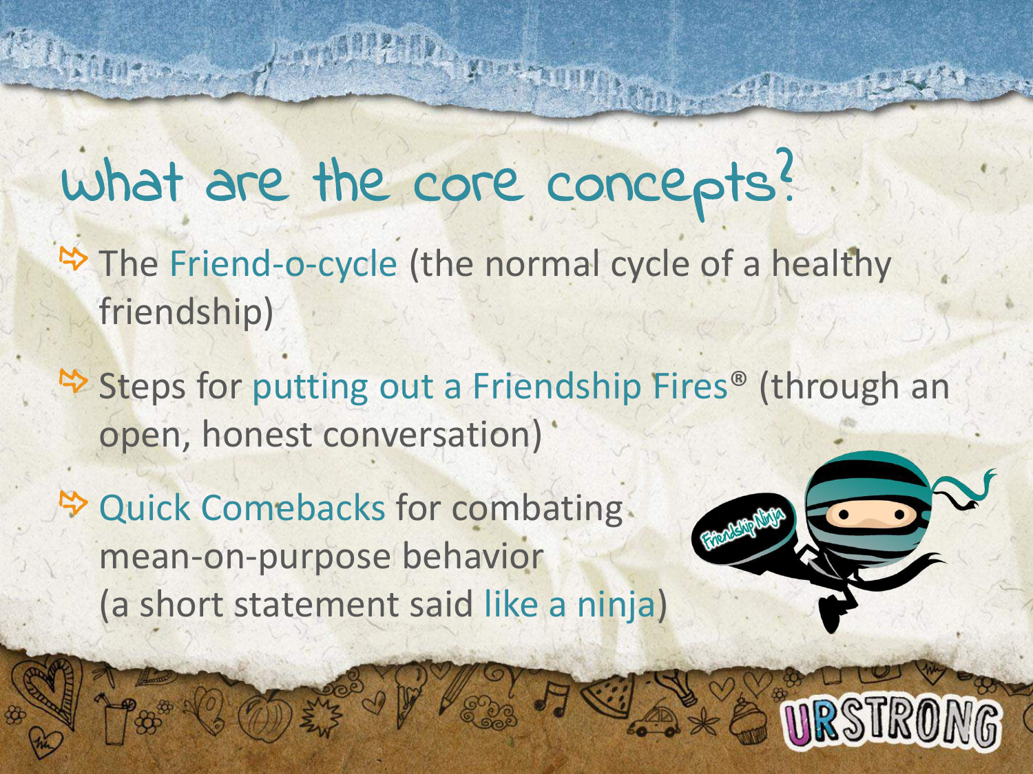# what are the core concepts?

- The Friend-o-cycle (the normal cycle of a healthy friendship)
- Steps for putting out a Friendship Fires® (through an open, honest conversation)
- Quick Comebacks for combating mean-on-purpose behavior (a short statement said like a ninja)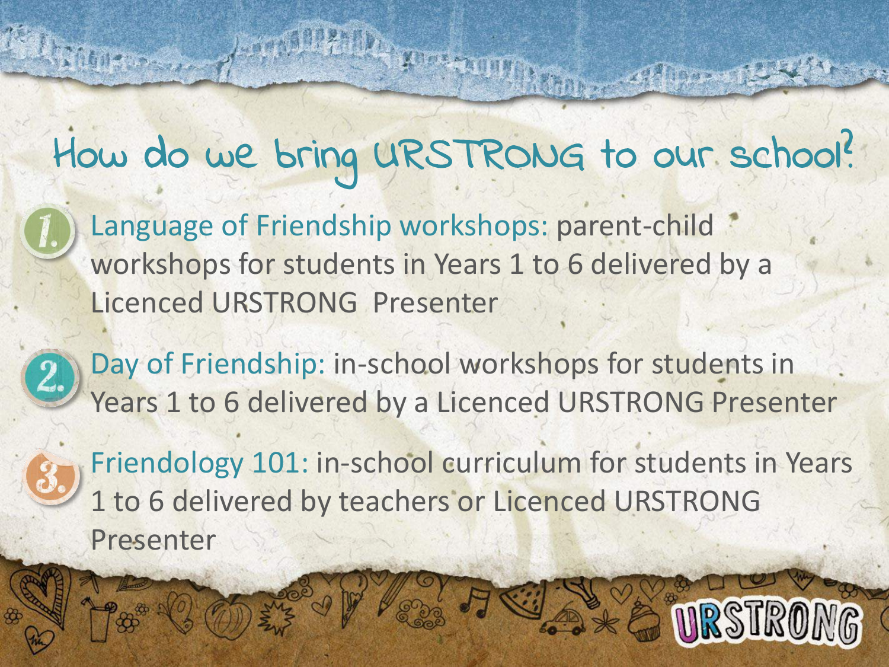# How do we bring URSTRONG to our school?

1. Language of Friendship workshops: parent-child workshops for students in Years 1 to 6 delivered by a Licenced URSTRONG Presenter
2. Day of Friendship: in-school workshops for students in Years 1 to 6 delivered by a Licenced URSTRONG Presenter
3. Friendology 101: in-school curriculum for students in Years 1 to 6 delivered by teachers or Licenced URSTRONG Presenter

URSTRONG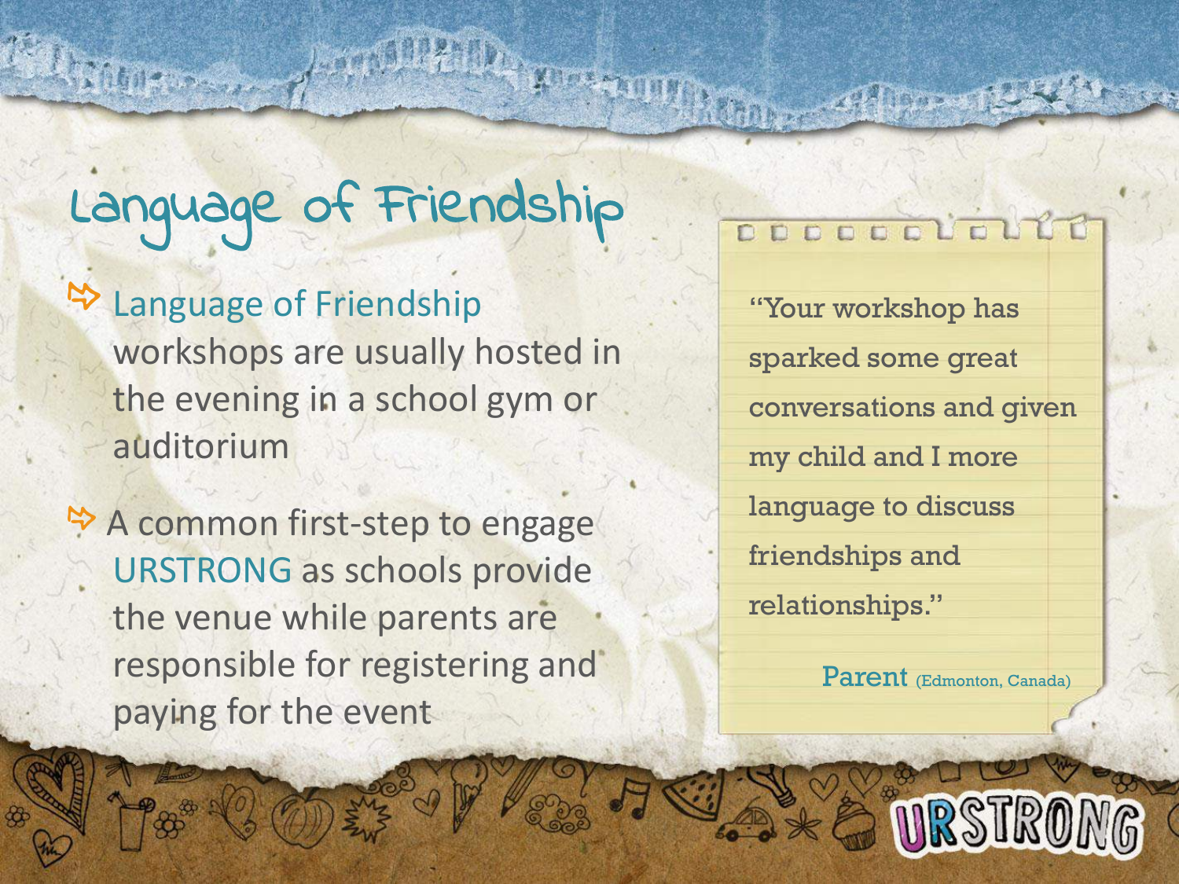# Language of Friendship

- Language of Friendship workshops are usually hosted in the evening in a school gym or auditorium
- A common first-step to engage URSTRONG as schools provide the venue while parents are responsible for registering and paying for the event

"Your workshop has sparked some great conversations and given my child and I more language to discuss friendships and relationships."

Parent (Edmonton, Canada)

URSTRONG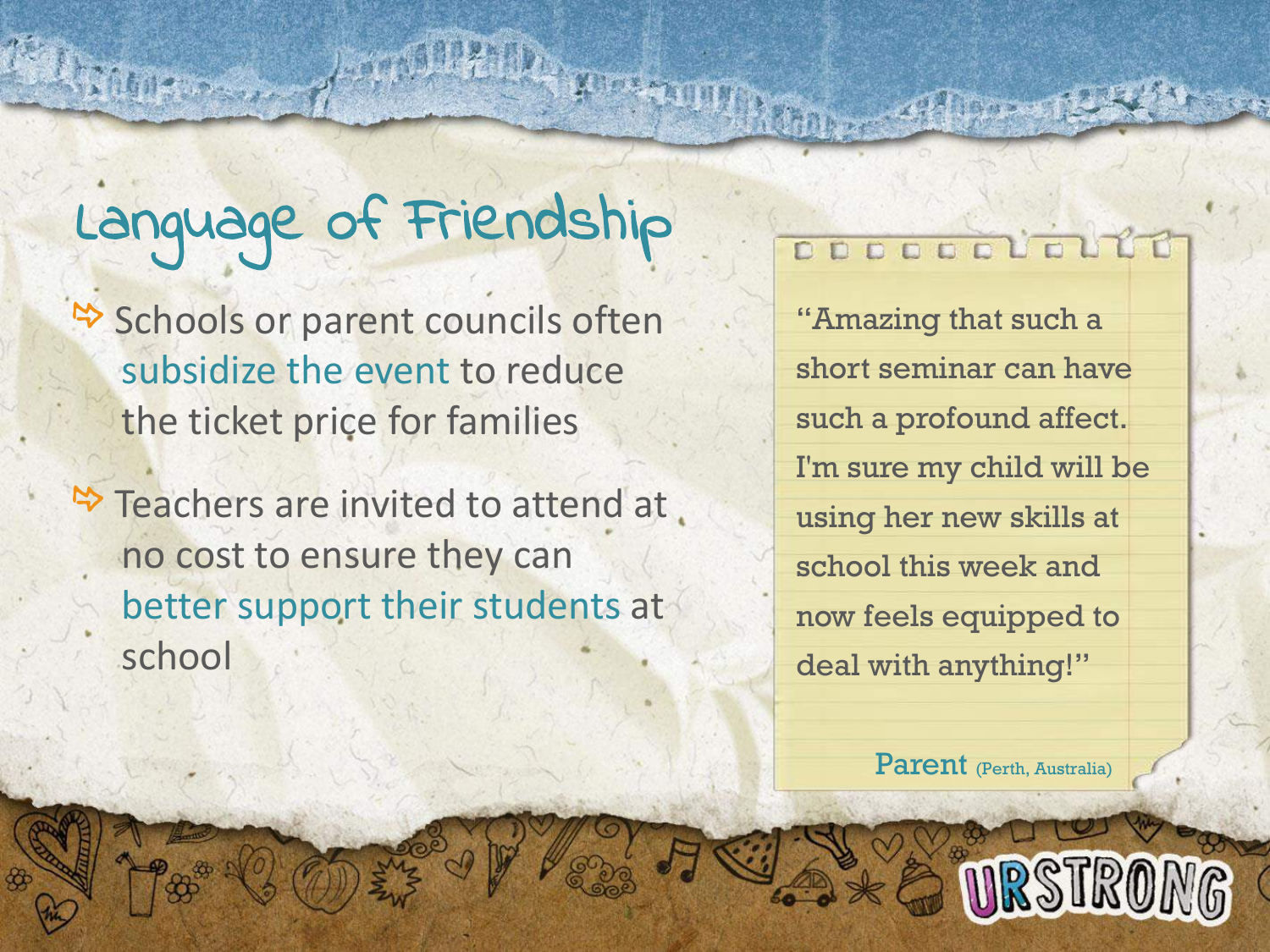# Language of Friendship

- Schools or parent councils often subsidize the event to reduce the ticket price for families
- Teachers are invited to attend at no cost to ensure they can better support their students at school

"Amazing that such a short seminar can have such a profound affect. I'm sure my child will be using her new skills at school this week and now feels equipped to deal with anything!"

Parent (Perth, Australia)

URSTRONG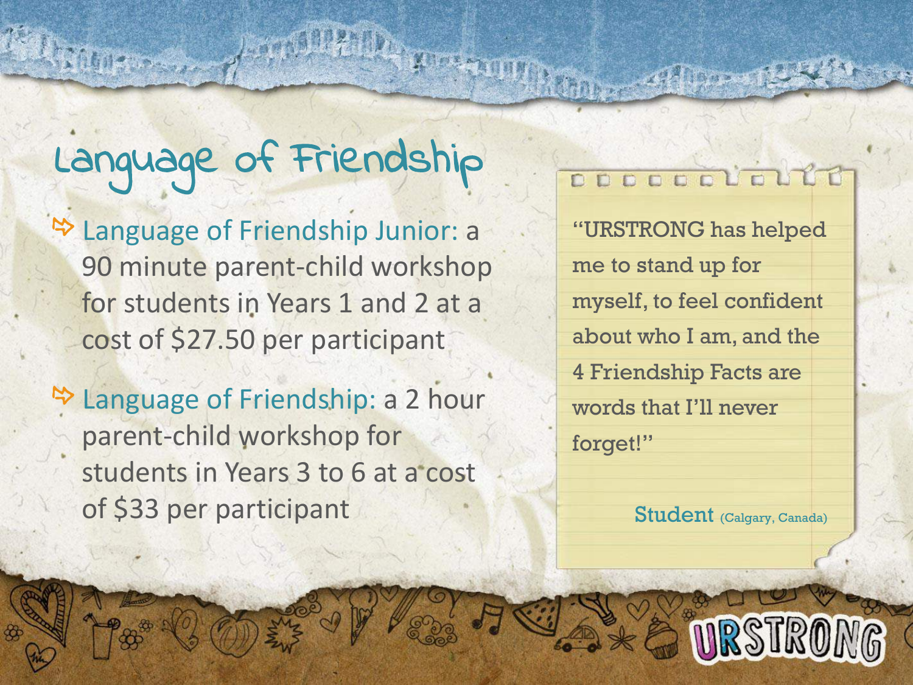# Language of Friendship

- **Language of Friendship Junior:** a 90 minute parent-child workshop for students in Years 1 and 2 at a cost of $27.50 per participant
- **Language of Friendship:** a 2 hour parent-child workshop for students in Years 3 to 6 at a cost of $33 per participant

> "URSTRONG has helped me to stand up for myself, to feel confident about who I am, and the 4 Friendship Facts are words that I'll never forget!"
>
> Student (Calgary, Canada)

URSTRONG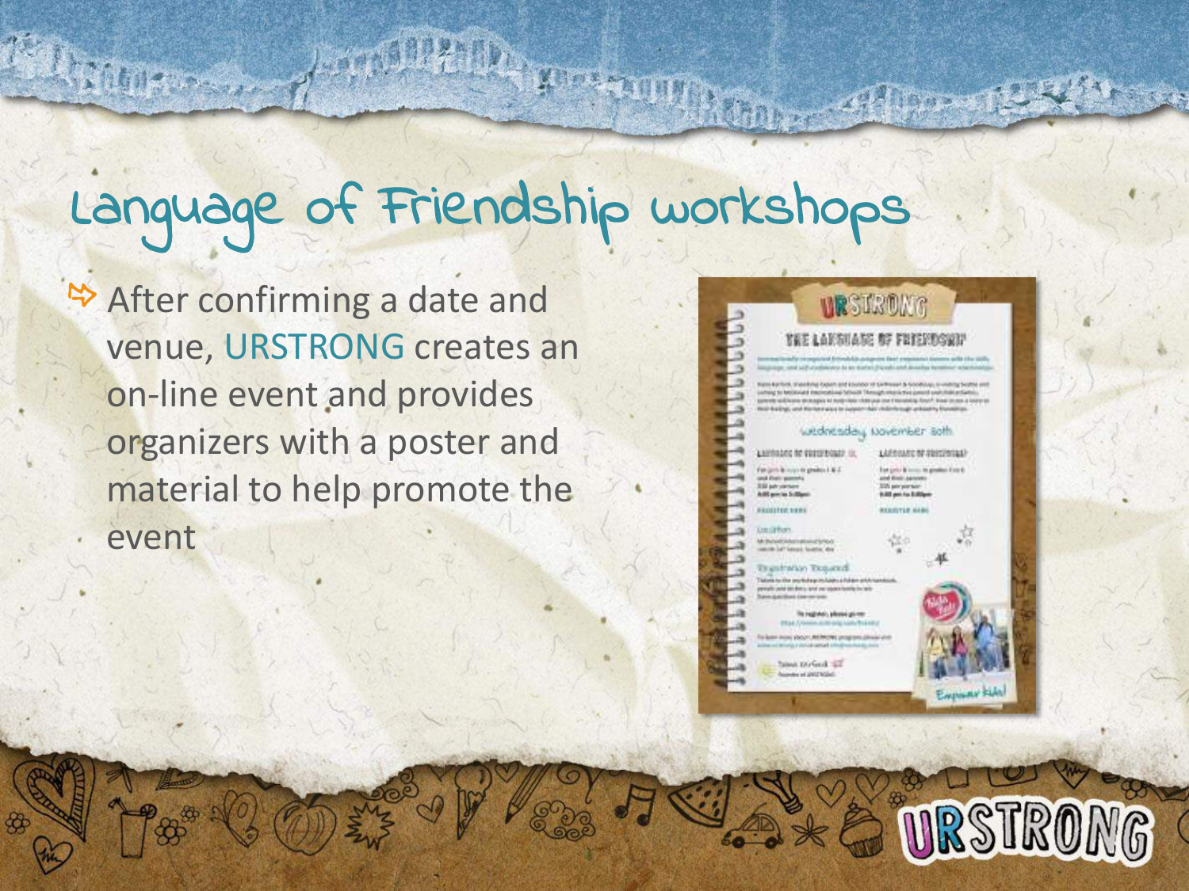# Language of Friendship workshops

- After confirming a date and venue, URSTRONG creates an on-line event and provides organizers with a poster and material to help promote the event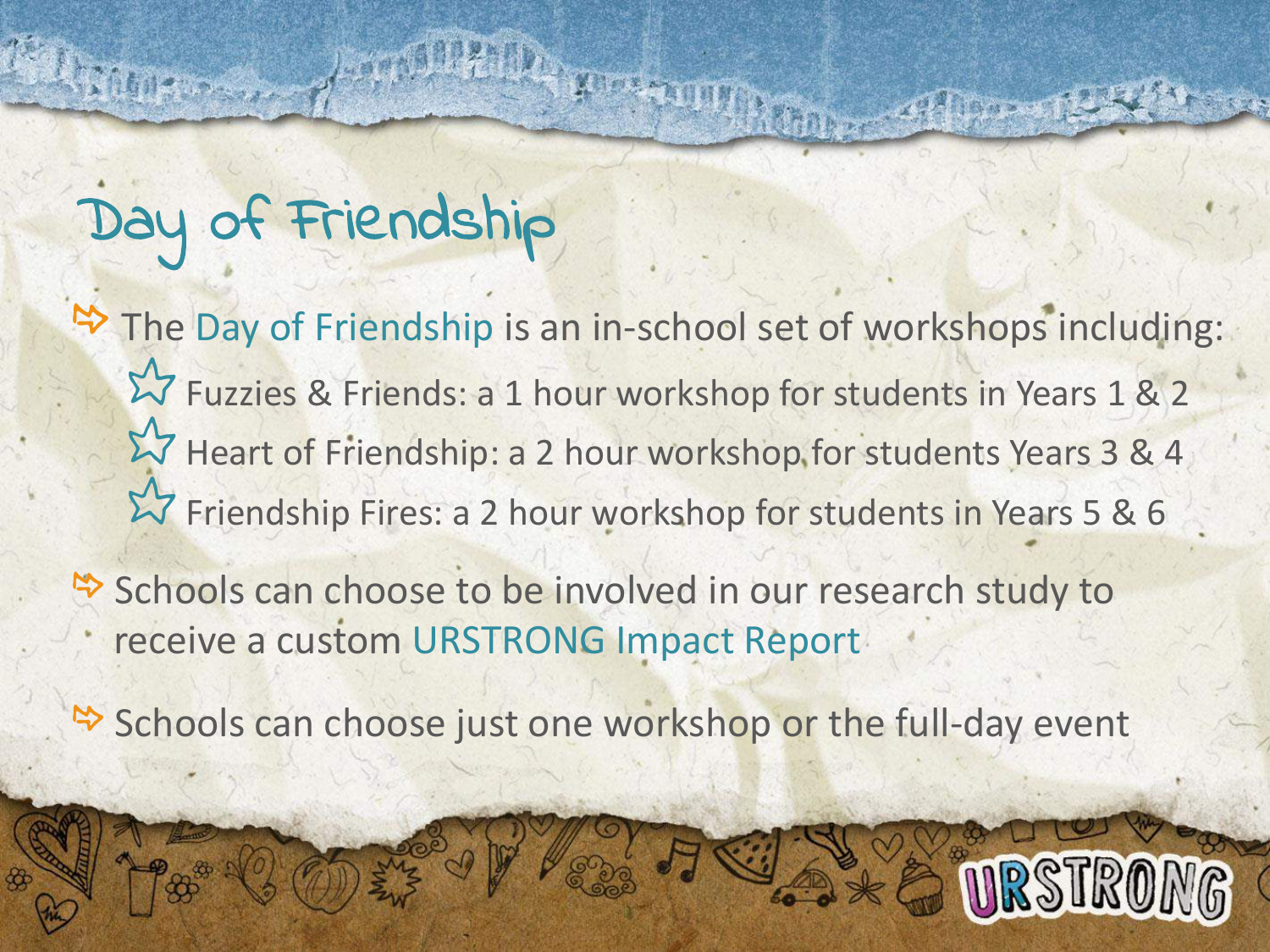# Day of Friendship

- The Day of Friendship is an in-school set of workshops including:
  - Fuzzies & Friends: a 1 hour workshop for students in Years 1 & 2
  - Heart of Friendship: a 2 hour workshop for students Years 3 & 4
  - Friendship Fires: a 2 hour workshop for students in Years 5 & 6
- Schools can choose to be involved in our research study to receive a custom URSTRONG Impact Report
- Schools can choose just one workshop or the full-day event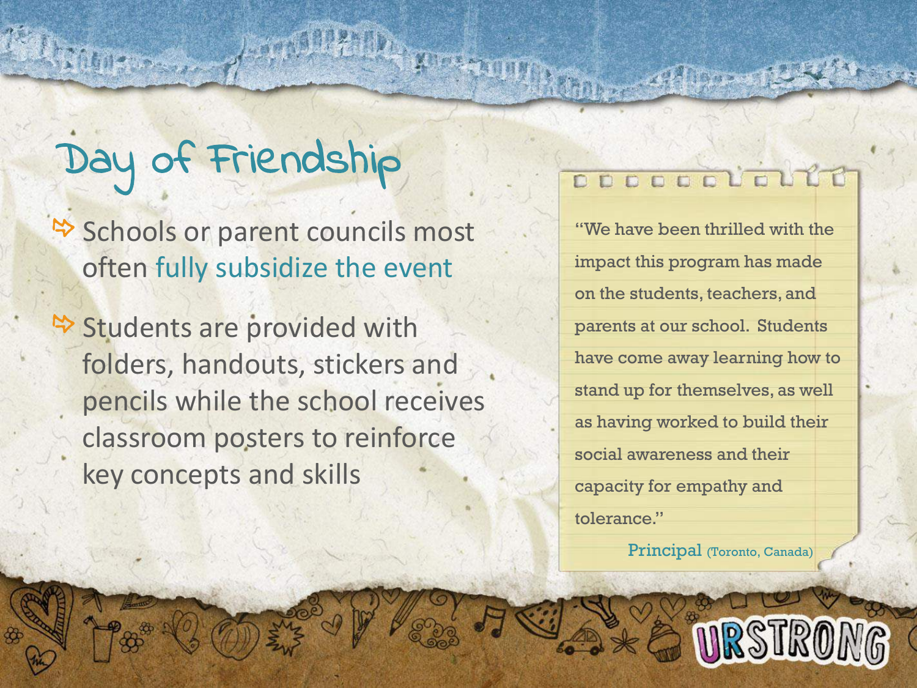# Day of Friendship

- Schools or parent councils most often fully subsidize the event
- Students are provided with folders, handouts, stickers and pencils while the school receives classroom posters to reinforce key concepts and skills

> "We have been thrilled with the impact this program has made on the students, teachers, and parents at our school. Students have come away learning how to stand up for themselves, as well as having worked to build their social awareness and their capacity for empathy and tolerance."
>
> Principal (Toronto, Canada)

URSTRONG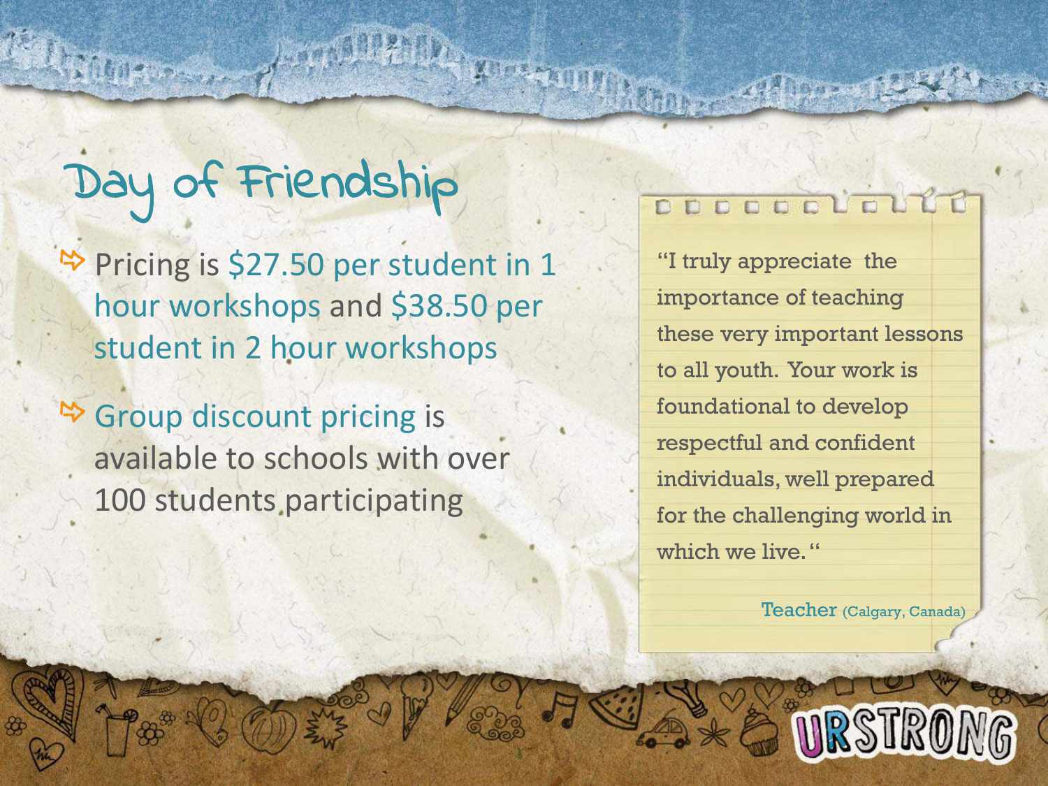# Day of Friendship

- Pricing is $27.50 per student in 1 hour workshops and $38.50 per student in 2 hour workshops
- Group discount pricing is available to schools with over 100 students participating

> "I truly appreciate the importance of teaching these very important lessons to all youth. Your work is foundational to develop respectful and confident individuals, well prepared for the challenging world in which we live."
>
> Teacher (Calgary, Canada)

URSTRONG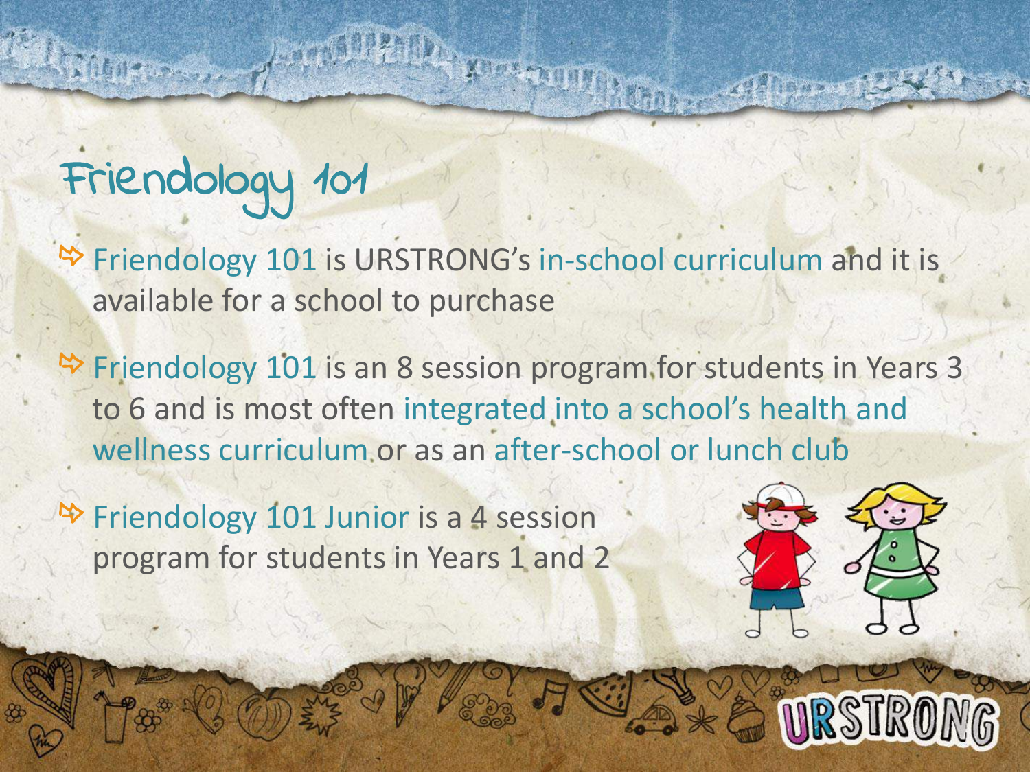# Friendology 101

- Friendology 101 is URSTRONG's in-school curriculum and it is available for a school to purchase
- Friendology 101 is an 8 session program for students in Years 3 to 6 and is most often integrated into a school's health and wellness curriculum or as an after-school or lunch club
- Friendology 101 Junior is a 4 session program for students in Years 1 and 2

URSTRONG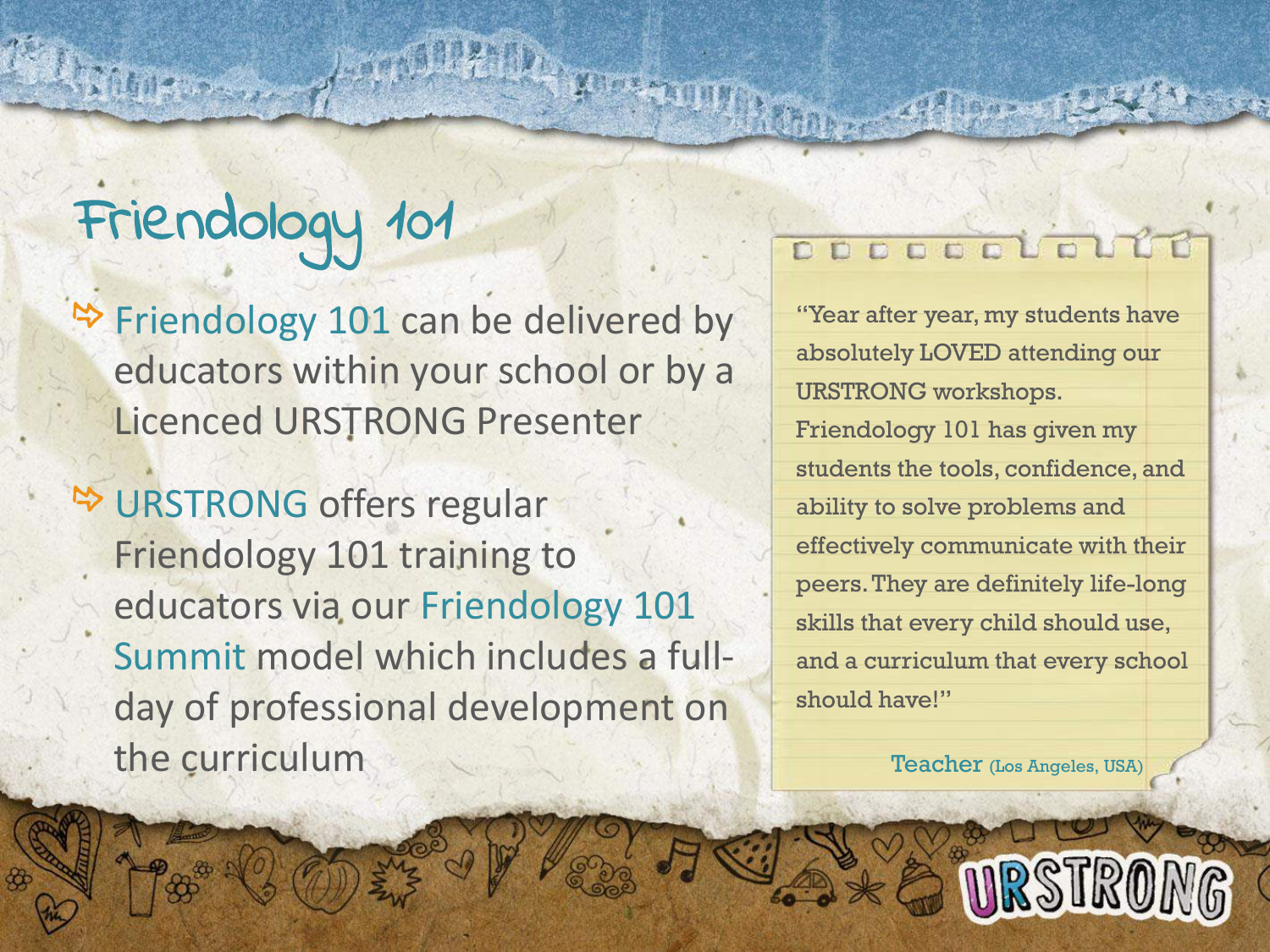# Friendology 101

- Friendology 101 can be delivered by educators within your school or by a Licenced URSTRONG Presenter
- URSTRONG offers regular Friendology 101 training to educators via our Friendology 101 Summit model which includes a full-day of professional development on the curriculum

> "Year after year, my students have absolutely LOVED attending our URSTRONG workshops. Friendology 101 has given my students the tools, confidence, and ability to solve problems and effectively communicate with their peers. They are definitely life-long skills that every child should use, and a curriculum that every school should have!"
>
> Teacher (Los Angeles, USA)

URSTRONG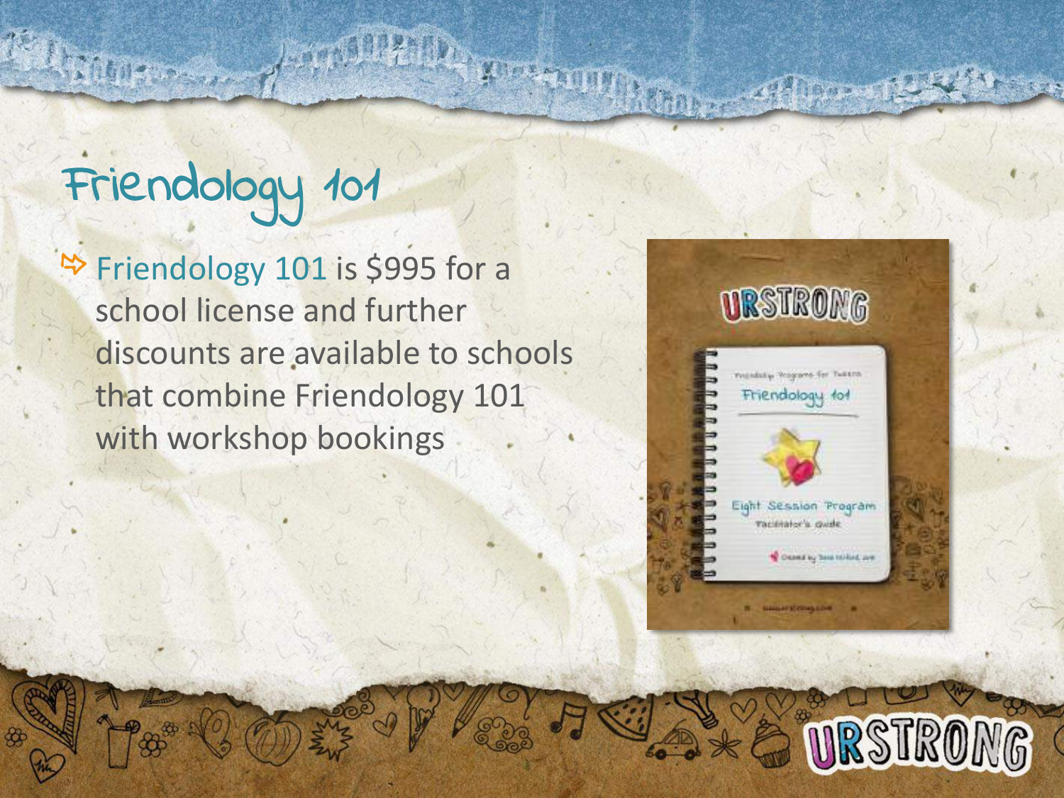# Friendology 101

- Friendology 101 is $995 for a school license and further discounts are available to schools that combine Friendology 101 with workshop bookings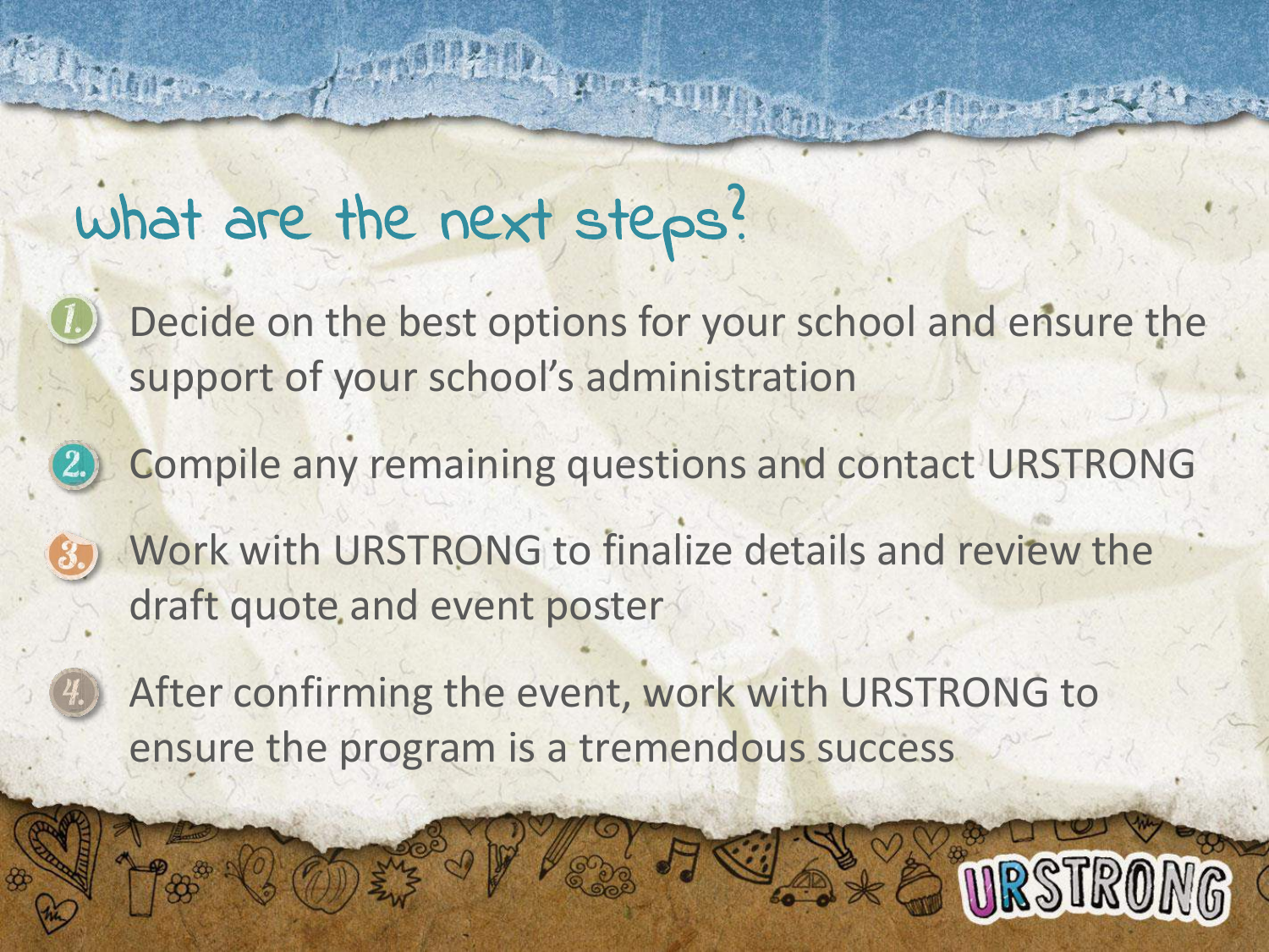# what are the next steps?

1. Decide on the best options for your school and ensure the support of your school's administration
2. Compile any remaining questions and contact URSTRONG
3. Work with URSTRONG to finalize details and review the draft quote and event poster
4. After confirming the event, work with URSTRONG to ensure the program is a tremendous success

URSTRONG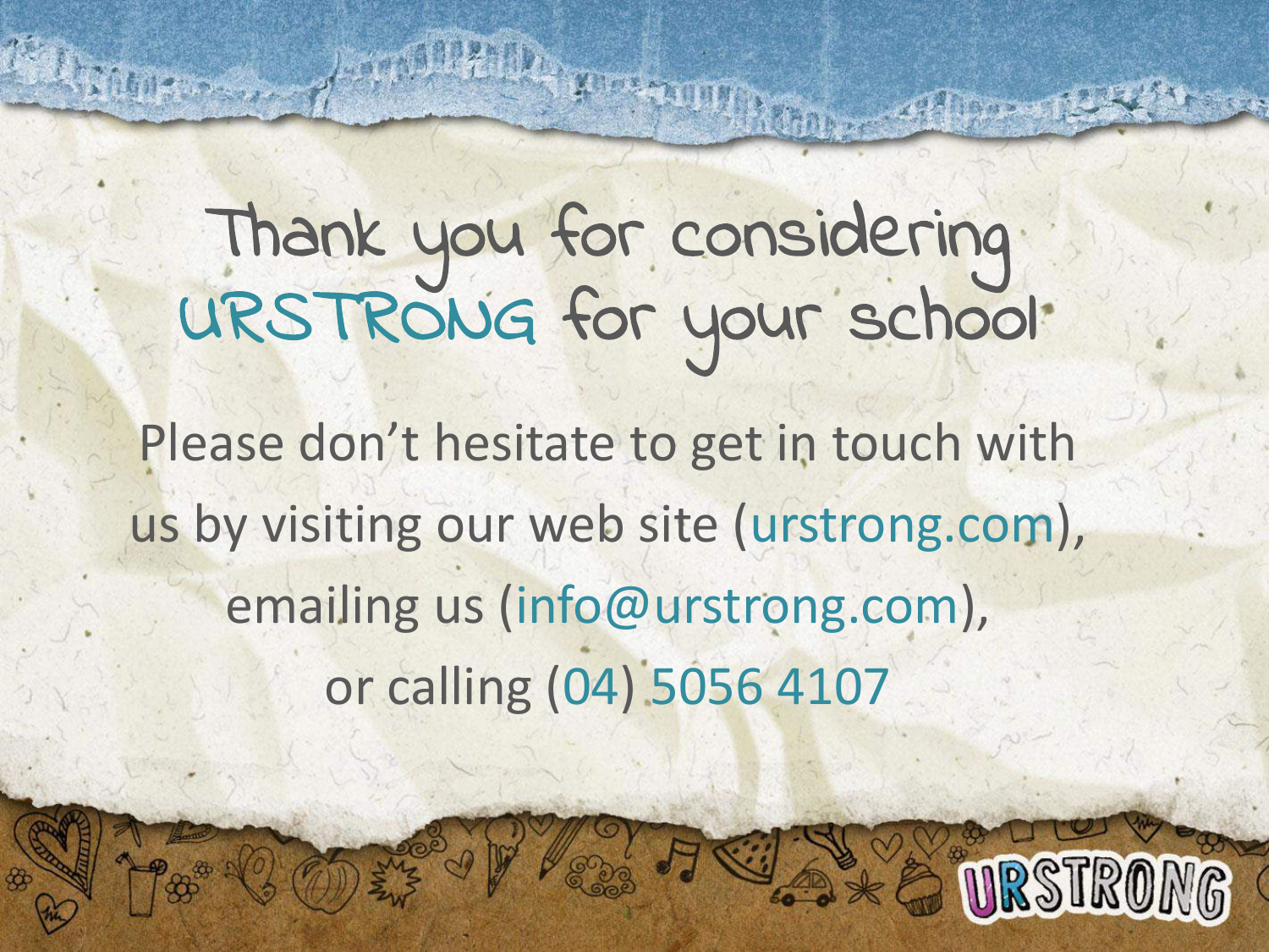# Thank you for considering URSTRONG for your school

Please don't hesitate to get in touch with us by visiting our web site (urstrong.com), emailing us (info@urstrong.com), or calling (04) 5056 4107

URSTRONG